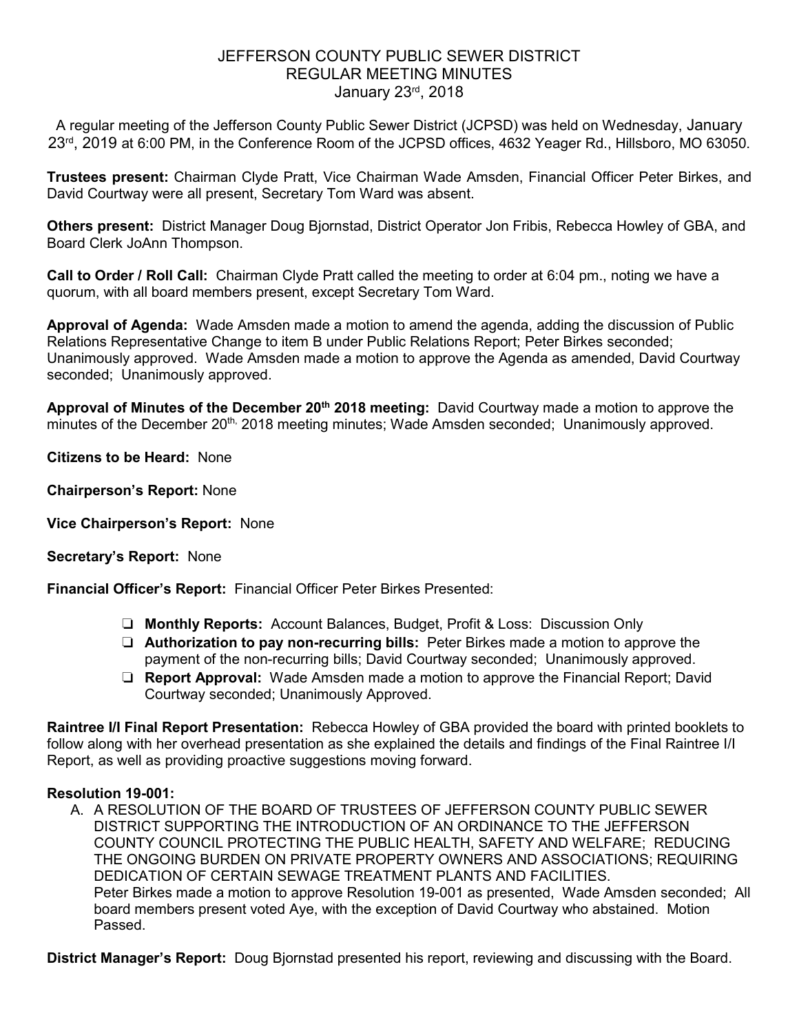# JEFFERSON COUNTY PUBLIC SEWER DISTRICT
## REGULAR MEETING MINUTES
### January 23rd, 2018

A regular meeting of the Jefferson County Public Sewer District (JCPSD) was held on Wednesday, January 23rd, 2019 at 6:00 PM, in the Conference Room of the JCPSD offices, 4632 Yeager Rd., Hillsboro, MO 63050.

**Trustees present:** Chairman Clyde Pratt, Vice Chairman Wade Amsden, Financial Officer Peter Birkes, and David Courtway were all present, Secretary Tom Ward was absent.

**Others present:** District Manager Doug Bjornstad, District Operator Jon Fribis, Rebecca Howley of GBA, and Board Clerk JoAnn Thompson.

**Call to Order / Roll Call:** Chairman Clyde Pratt called the meeting to order at 6:04 pm., noting we have a quorum, with all board members present, except Secretary Tom Ward.

**Approval of Agenda:** Wade Amsden made a motion to amend the agenda, adding the discussion of Public Relations Representative Change to item B under Public Relations Report; Peter Birkes seconded; Unanimously approved. Wade Amsden made a motion to approve the Agenda as amended, David Courtway seconded; Unanimously approved.

**Approval of Minutes of the December 20th 2018 meeting:** David Courtway made a motion to approve the minutes of the December 20th, 2018 meeting minutes; Wade Amsden seconded; Unanimously approved.

**Citizens to be Heard:** None

**Chairperson's Report:** None

**Vice Chairperson's Report:** None

**Secretary's Report:** None

**Financial Officer's Report:** Financial Officer Peter Birkes Presented:

- **Monthly Reports:** Account Balances, Budget, Profit & Loss: Discussion Only
- **Authorization to pay non-recurring bills:** Peter Birkes made a motion to approve the payment of the non-recurring bills; David Courtway seconded; Unanimously approved.
- **Report Approval:** Wade Amsden made a motion to approve the Financial Report; David Courtway seconded; Unanimously Approved.

**Raintree I/I Final Report Presentation:** Rebecca Howley of GBA provided the board with printed booklets to follow along with her overhead presentation as she explained the details and findings of the Final Raintree I/I Report, as well as providing proactive suggestions moving forward.

**Resolution 19-001:**

A. A RESOLUTION OF THE BOARD OF TRUSTEES OF JEFFERSON COUNTY PUBLIC SEWER DISTRICT SUPPORTING THE INTRODUCTION OF AN ORDINANCE TO THE JEFFERSON COUNTY COUNCIL PROTECTING THE PUBLIC HEALTH, SAFETY AND WELFARE; REDUCING THE ONGOING BURDEN ON PRIVATE PROPERTY OWNERS AND ASSOCIATIONS; REQUIRING DEDICATION OF CERTAIN SEWAGE TREATMENT PLANTS AND FACILITIES.
Peter Birkes made a motion to approve Resolution 19-001 as presented, Wade Amsden seconded; All board members present voted Aye, with the exception of David Courtway who abstained. Motion Passed.

**District Manager's Report:** Doug Bjornstad presented his report, reviewing and discussing with the Board.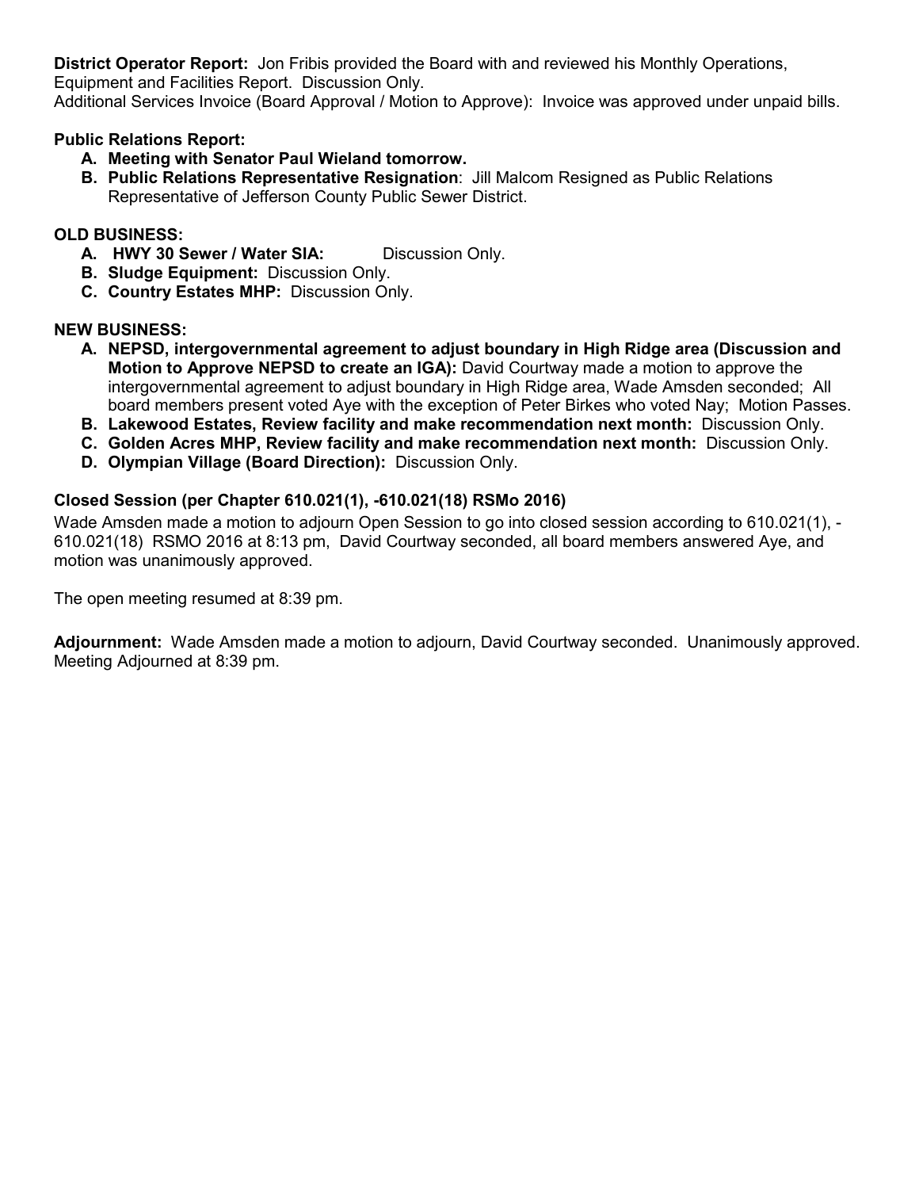**District Operator Report:** Jon Fribis provided the Board with and reviewed his Monthly Operations, Equipment and Facilities Report. Discussion Only.
Additional Services Invoice (Board Approval / Motion to Approve): Invoice was approved under unpaid bills.

**Public Relations Report:**

A. **Meeting with Senator Paul Wieland tomorrow.**
B. **Public Relations Representative Resignation**: Jill Malcom Resigned as Public Relations Representative of Jefferson County Public Sewer District.

**OLD BUSINESS:**

A. **HWY 30 Sewer / Water SIA:** Discussion Only.
B. **Sludge Equipment:** Discussion Only.
C. **Country Estates MHP:** Discussion Only.

**NEW BUSINESS:**

A. **NEPSD, intergovernmental agreement to adjust boundary in High Ridge area (Discussion and Motion to Approve NEPSD to create an IGA):** David Courtway made a motion to approve the intergovernmental agreement to adjust boundary in High Ridge area, Wade Amsden seconded; All board members present voted Aye with the exception of Peter Birkes who voted Nay; Motion Passes.
B. **Lakewood Estates, Review facility and make recommendation next month:** Discussion Only.
C. **Golden Acres MHP, Review facility and make recommendation next month:** Discussion Only.
D. **Olympian Village (Board Direction):** Discussion Only.

**Closed Session (per Chapter 610.021(1), -610.021(18) RSMo 2016)**

Wade Amsden made a motion to adjourn Open Session to go into closed session according to 610.021(1), -610.021(18) RSMO 2016 at 8:13 pm, David Courtway seconded, all board members answered Aye, and motion was unanimously approved.

The open meeting resumed at 8:39 pm.

**Adjournment:** Wade Amsden made a motion to adjourn, David Courtway seconded. Unanimously approved. Meeting Adjourned at 8:39 pm.